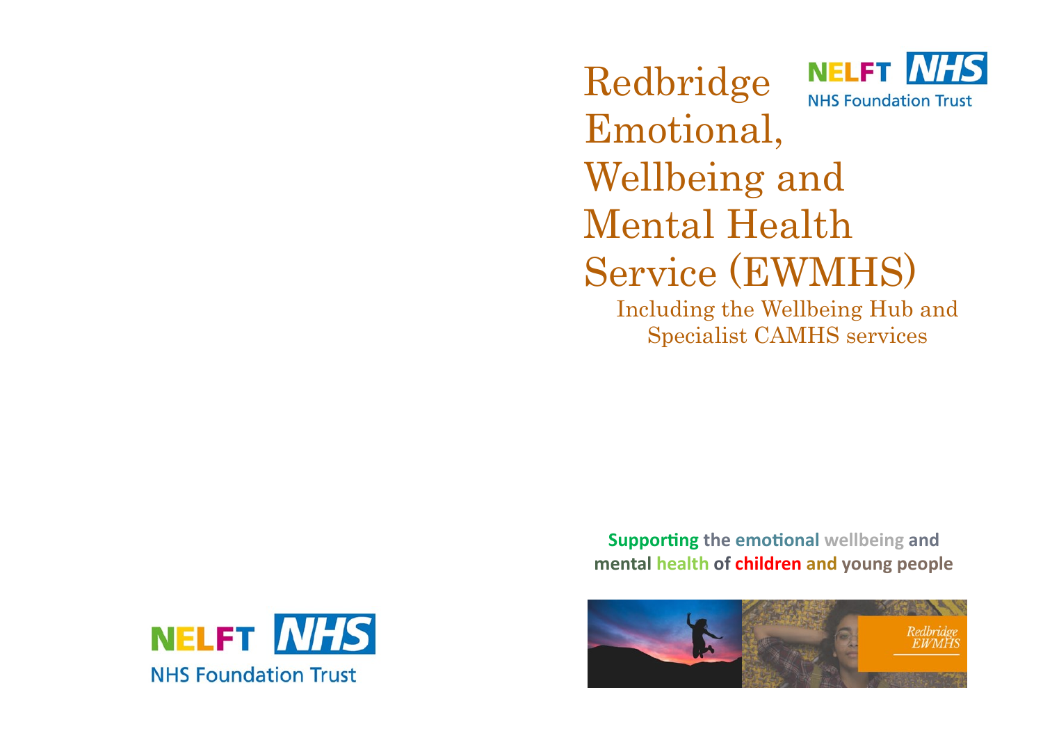NELFT NHS
NHS Foundation Trust

# Redbridge Emotional, Wellbeing and Mental Health Service (EWMHS)

Including the Wellbeing Hub and Specialist CAMHS services

**Supporting the emotional wellbeing and mental health of children and young people**

Redbridge EWMHS

NELFT NHS
NHS Foundation Trust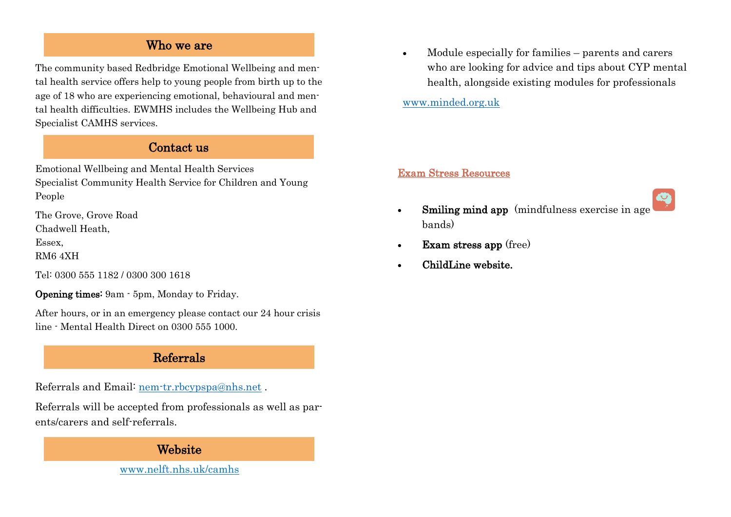## Who we are

The community based Redbridge Emotional Wellbeing and mental health service offers help to young people from birth up to the age of 18 who are experiencing emotional, behavioural and mental health difficulties. EWMHS includes the Wellbeing Hub and Specialist CAMHS services.

## Contact us

Emotional Wellbeing and Mental Health Services
Specialist Community Health Service for Children and Young People

The Grove, Grove Road
Chadwell Heath,
Essex,
RM6 4XH

Tel: 0300 555 1182 / 0300 300 1618

**Opening times:** 9am - 5pm, Monday to Friday.

After hours, or in an emergency please contact our 24 hour crisis line - Mental Health Direct on 0300 555 1000.

## Referrals

Referrals and Email: nem-tr.rbcypspa@nhs.net .

Referrals will be accepted from professionals as well as parents/carers and self-referrals.

## Website

www.nelft.nhs.uk/camhs

- Module especially for families – parents and carers who are looking for advice and tips about CYP mental health, alongside existing modules for professionals

www.minded.org.uk

### Exam Stress Resources

- **Smiling mind app** (mindfulness exercise in age bands)
- **Exam stress app** (free)
- **ChildLine website.**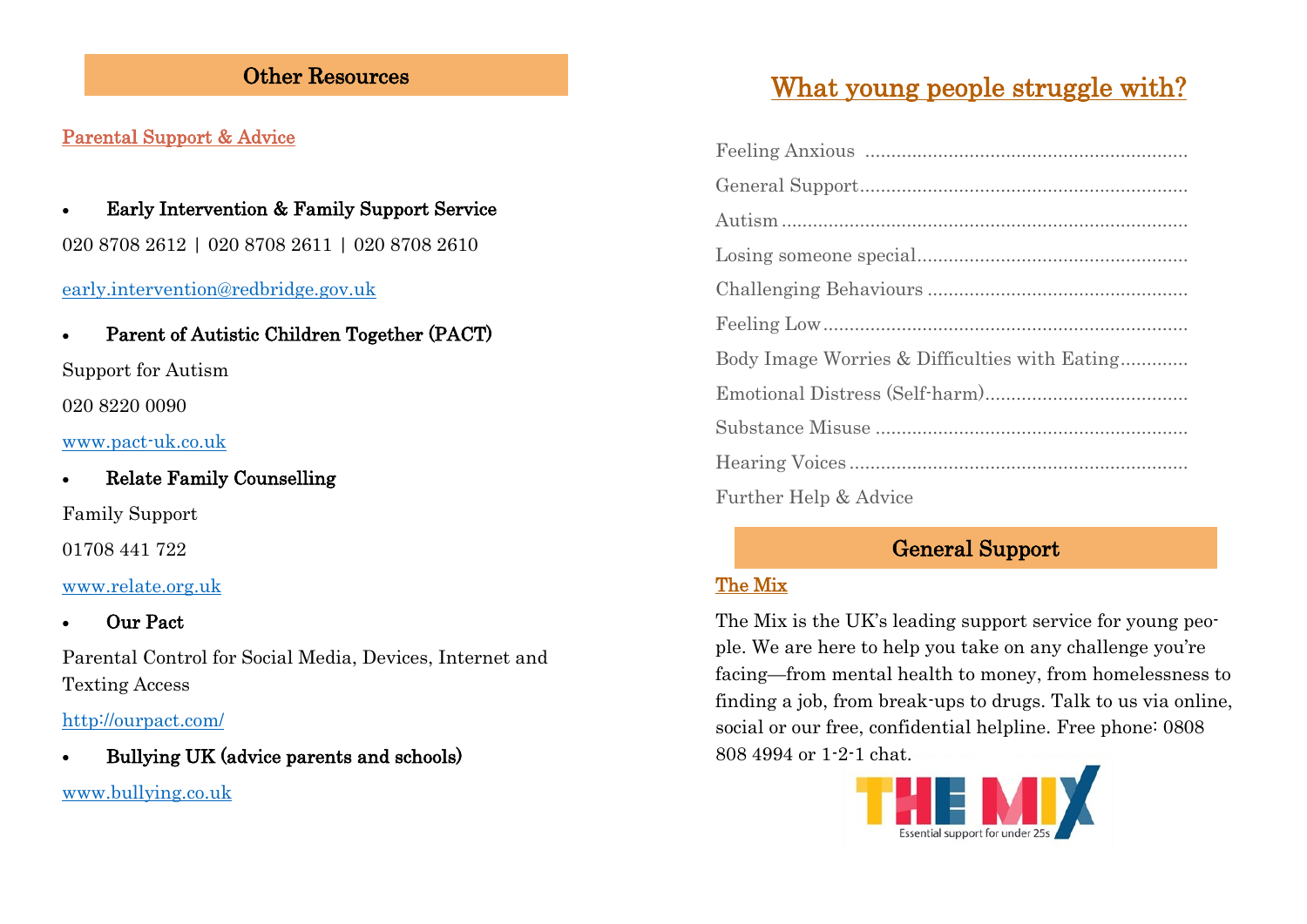## Other Resources

### Parental Support & Advice

- **Early Intervention & Family Support Service**

020 8708 2612 | 020 8708 2611 | 020 8708 2610

early.intervention@redbridge.gov.uk

- **Parent of Autistic Children Together (PACT)**

Support for Autism

020 8220 0090

www.pact-uk.co.uk

- **Relate Family Counselling**

Family Support

01708 441 722

www.relate.org.uk

- **Our Pact**

Parental Control for Social Media, Devices, Internet and Texting Access

http://ourpact.com/

- **Bullying UK (advice parents and schools)**

www.bullying.co.uk

# What young people struggle with?

Feeling Anxious ............................................................

General Support............................................................

Autism ..........................................................................

Losing someone special.................................................

Challenging Behaviours ...............................................

Feeling Low...................................................................

Body Image Worries & Difficulties with Eating............

Emotional Distress (Self-harm).....................................

Substance Misuse .........................................................

Hearing Voices ..............................................................

Further Help & Advice

## General Support

### The Mix

The Mix is the UK's leading support service for young people. We are here to help you take on any challenge you're facing—from mental health to money, from homelessness to finding a job, from break-ups to drugs. Talk to us via online, social or our free, confidential helpline. Free phone: 0808 808 4994 or 1-2-1 chat.

THE MIX
Essential support for under 25s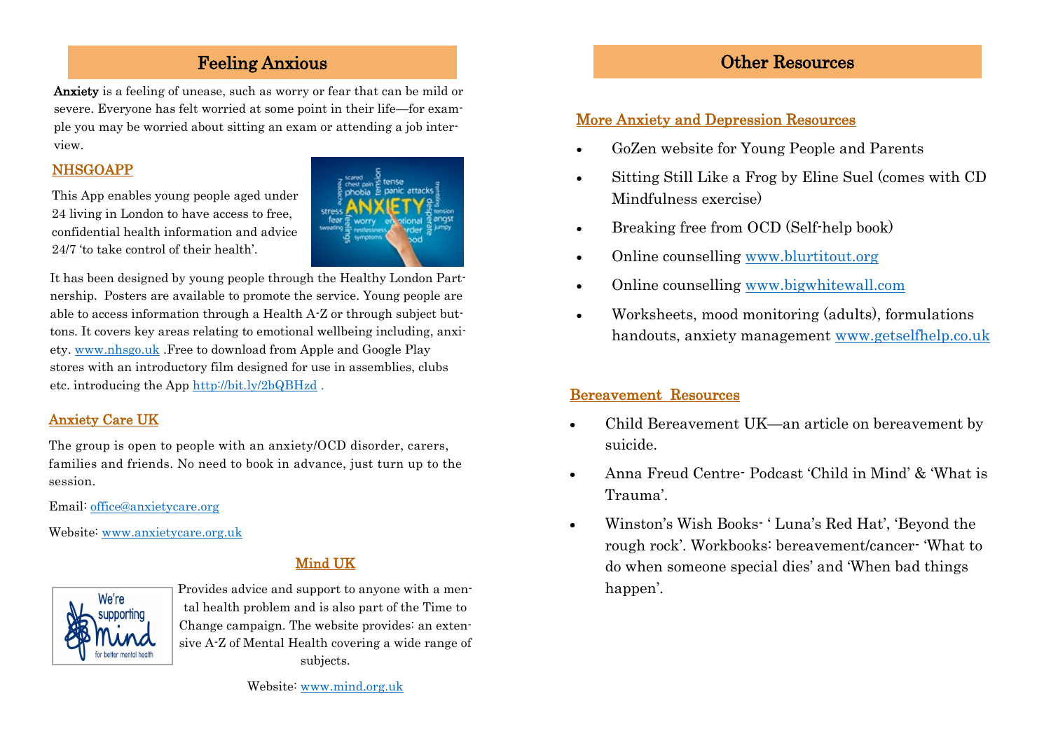## Feeling Anxious

**Anxiety** is a feeling of unease, such as worry or fear that can be mild or severe. Everyone has felt worried at some point in their life—for example you may be worried about sitting an exam or attending a job interview.

### NHSGOAPP

This App enables young people aged under 24 living in London to have access to free, confidential health information and advice 24/7 'to take control of their health'.

It has been designed by young people through the Healthy London Partnership. Posters are available to promote the service. Young people are able to access information through a Health A-Z or through subject buttons. It covers key areas relating to emotional wellbeing including, anxiety. www.nhsgo.uk .Free to download from Apple and Google Play stores with an introductory film designed for use in assemblies, clubs etc. introducing the App http://bit.ly/2bQBHzd .

### Anxiety Care UK

The group is open to people with an anxiety/OCD disorder, carers, families and friends. No need to book in advance, just turn up to the session.

Email: office@anxietycare.org

Website: www.anxietycare.org.uk

### Mind UK

Provides advice and support to anyone with a mental health problem and is also part of the Time to Change campaign. The website provides: an extensive A-Z of Mental Health covering a wide range of subjects.

Website: www.mind.org.uk

## Other Resources

### More Anxiety and Depression Resources

- GoZen website for Young People and Parents
- Sitting Still Like a Frog by Eline Suel (comes with CD Mindfulness exercise)
- Breaking free from OCD (Self-help book)
- Online counselling www.blurtitout.org
- Online counselling www.bigwhitewall.com
- Worksheets, mood monitoring (adults), formulations handouts, anxiety management www.getselfhelp.co.uk

### Bereavement Resources

- Child Bereavement UK—an article on bereavement by suicide.
- Anna Freud Centre- Podcast 'Child in Mind' & 'What is Trauma'.
- Winston's Wish Books- ' Luna's Red Hat', 'Beyond the rough rock'. Workbooks: bereavement/cancer- 'What to do when someone special dies' and 'When bad things happen'.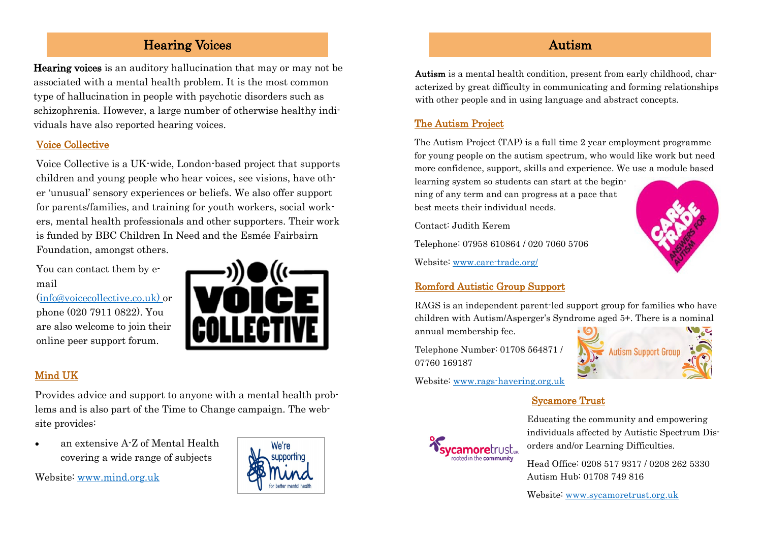## Hearing Voices

**Hearing voices** is an auditory hallucination that may or may not be associated with a mental health problem. It is the most common type of hallucination in people with psychotic disorders such as schizophrenia. However, a large number of otherwise healthy individuals have also reported hearing voices.

### Voice Collective

Voice Collective is a UK-wide, London-based project that supports children and young people who hear voices, see visions, have other 'unusual' sensory experiences or beliefs. We also offer support for parents/families, and training for youth workers, social workers, mental health professionals and other supporters. Their work is funded by BBC Children In Need and the Esmée Fairbairn Foundation, amongst others.

You can contact them by e-mail (info@voicecollective.co.uk) or phone (020 7911 0822). You are also welcome to join their online peer support forum.

### Mind UK

Provides advice and support to anyone with a mental health problems and is also part of the Time to Change campaign. The website provides:

- an extensive A-Z of Mental Health covering a wide range of subjects

Website: www.mind.org.uk

## Autism

**Autism** is a mental health condition, present from early childhood, characterized by great difficulty in communicating and forming relationships with other people and in using language and abstract concepts.

### The Autism Project

The Autism Project (TAP) is a full time 2 year employment programme for young people on the autism spectrum, who would like work but need more confidence, support, skills and experience. We use a module based learning system so students can start at the beginning of any term and can progress at a pace that best meets their individual needs.

Contact: Judith Kerem

Telephone: 07958 610864 / 020 7060 5706

Website: www.care-trade.org/

### Romford Autistic Group Support

RAGS is an independent parent-led support group for families who have children with Autism/Asperger's Syndrome aged 5+. There is a nominal annual membership fee.

Telephone Number: 01708 564871 / 07760 169187

Website: www.rags-havering.org.uk

### Sycamore Trust

Educating the community and empowering individuals affected by Autistic Spectrum Disorders and/or Learning Difficulties.

Head Office: 0208 517 9317 / 0208 262 5330
Autism Hub: 01708 749 816

Website: www.sycamoretrust.org.uk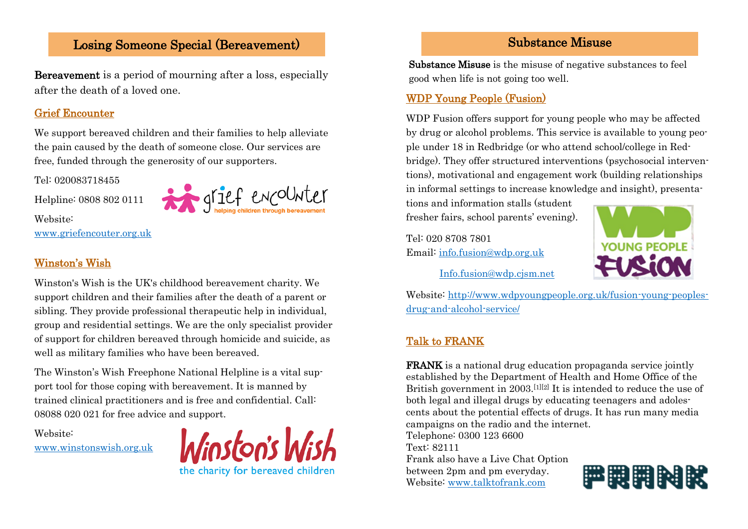## Losing Someone Special (Bereavement)

**Bereavement** is a period of mourning after a loss, especially after the death of a loved one.

### Grief Encounter

We support bereaved children and their families to help alleviate the pain caused by the death of someone close. Our services are free, funded through the generosity of our supporters.

Tel: 020083718455

Helpline: 0808 802 0111

Website:
www.griefencouter.org.uk

### Winston's Wish

Winston's Wish is the UK's childhood bereavement charity. We support children and their families after the death of a parent or sibling. They provide professional therapeutic help in individual, group and residential settings. We are the only specialist provider of support for children bereaved through homicide and suicide, as well as military families who have been bereaved.

The Winston's Wish Freephone National Helpline is a vital support tool for those coping with bereavement. It is manned by trained clinical practitioners and is free and confidential. Call: 08088 020 021 for free advice and support.

Website:
www.winstonswish.org.uk

## Substance Misuse

**Substance Misuse** is the misuse of negative substances to feel good when life is not going too well.

### WDP Young People (Fusion)

WDP Fusion offers support for young people who may be affected by drug or alcohol problems. This service is available to young people under 18 in Redbridge (or who attend school/college in Redbridge). They offer structured interventions (psychosocial interventions), motivational and engagement work (building relationships in informal settings to increase knowledge and insight), presentations and information stalls (student fresher fairs, school parents' evening).

Tel: 020 8708 7801
Email: info.fusion@wdp.org.uk

Info.fusion@wdp.cjsm.net

Website: http://www.wdpyoungpeople.org.uk/fusion-young-peoples-drug-and-alcohol-service/

### Talk to FRANK

**FRANK** is a national drug education propaganda service jointly established by the Department of Health and Home Office of the British government in 2003.[1][2] It is intended to reduce the use of both legal and illegal drugs by educating teenagers and adolescents about the potential effects of drugs. It has run many media campaigns on the radio and the internet.
Telephone: 0300 123 6600
Text: 82111
Frank also have a Live Chat Option between 2pm and pm everyday.
Website: www.talktofrank.com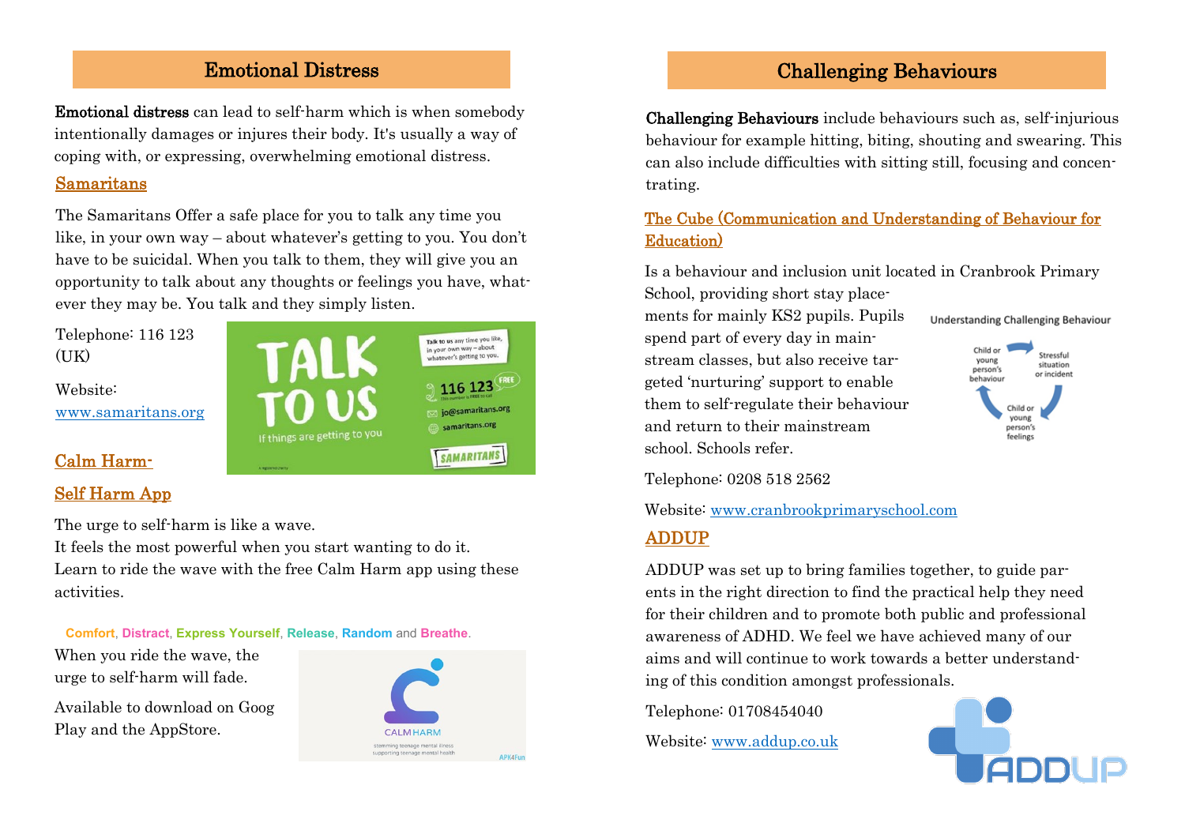## Emotional Distress

**Emotional distress** can lead to self-harm which is when somebody intentionally damages or injures their body. It's usually a way of coping with, or expressing, overwhelming emotional distress.

### Samaritans

The Samaritans Offer a safe place for you to talk any time you like, in your own way – about whatever's getting to you. You don't have to be suicidal. When you talk to them, they will give you an opportunity to talk about any thoughts or feelings you have, whatever they may be. You talk and they simply listen.

Telephone: 116 123 (UK)

Website: www.samaritans.org

### Calm Harm- Self Harm App

The urge to self-harm is like a wave.
It feels the most powerful when you start wanting to do it.
Learn to ride the wave with the free Calm Harm app using these activities.

**Comfort**, **Distract**, **Express Yourself**, **Release**, **Random** and **Breathe**.

When you ride the wave, the urge to self-harm will fade.

Available to download on Goog Play and the AppStore.

## Challenging Behaviours

**Challenging Behaviours** include behaviours such as, self-injurious behaviour for example hitting, biting, shouting and swearing. This can also include difficulties with sitting still, focusing and concentrating.

### The Cube (Communication and Understanding of Behaviour for Education)

Is a behaviour and inclusion unit located in Cranbrook Primary School, providing short stay placements for mainly KS2 pupils. Pupils spend part of every day in mainstream classes, but also receive targeted 'nurturing' support to enable them to self-regulate their behaviour and return to their mainstream school. Schools refer.

Telephone: 0208 518 2562

Website: www.cranbrookprimaryschool.com

### ADDUP

ADDUP was set up to bring families together, to guide parents in the right direction to find the practical help they need for their children and to promote both public and professional awareness of ADHD. We feel we have achieved many of our aims and will continue to work towards a better understanding of this condition amongst professionals.

Telephone: 01708454040

Website: www.addup.co.uk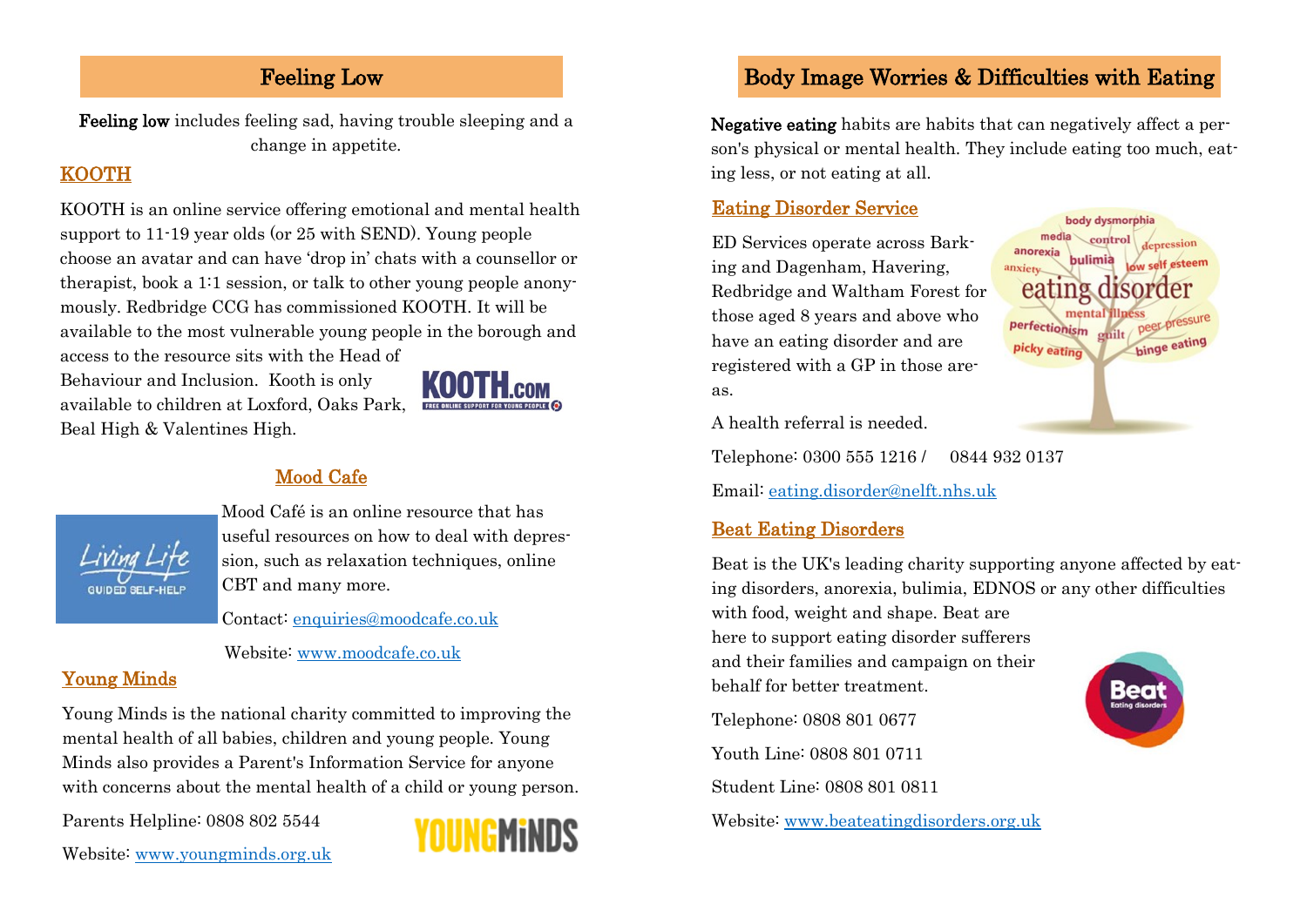## Feeling Low

**Feeling low** includes feeling sad, having trouble sleeping and a change in appetite.

### KOOTH

KOOTH is an online service offering emotional and mental health support to 11-19 year olds (or 25 with SEND). Young people choose an avatar and can have 'drop in' chats with a counsellor or therapist, book a 1:1 session, or talk to other young people anonymously. Redbridge CCG has commissioned KOOTH. It will be available to the most vulnerable young people in the borough and access to the resource sits with the Head of Behaviour and Inclusion. Kooth is only available to children at Loxford, Oaks Park, Beal High & Valentines High.

### Mood Cafe

Mood Café is an online resource that has useful resources on how to deal with depression, such as relaxation techniques, online CBT and many more.

Contact: enquiries@moodcafe.co.uk

Website: www.moodcafe.co.uk

### Young Minds

Young Minds is the national charity committed to improving the mental health of all babies, children and young people. Young Minds also provides a Parent's Information Service for anyone with concerns about the mental health of a child or young person.

Parents Helpline: 0808 802 5544

Website: www.youngminds.org.uk

## Body Image Worries & Difficulties with Eating

**Negative eating** habits are habits that can negatively affect a person's physical or mental health. They include eating too much, eating less, or not eating at all.

### Eating Disorder Service

ED Services operate across Barking and Dagenham, Havering, Redbridge and Waltham Forest for those aged 8 years and above who have an eating disorder and are registered with a GP in those areas.

A health referral is needed.

Telephone: 0300 555 1216 / 0844 932 0137

Email: eating.disorder@nelft.nhs.uk

### Beat Eating Disorders

Beat is the UK's leading charity supporting anyone affected by eating disorders, anorexia, bulimia, EDNOS or any other difficulties with food, weight and shape. Beat are here to support eating disorder sufferers and their families and campaign on their behalf for better treatment.

Telephone: 0808 801 0677

Youth Line: 0808 801 0711

Student Line: 0808 801 0811

Website: www.beateatingdisorders.org.uk